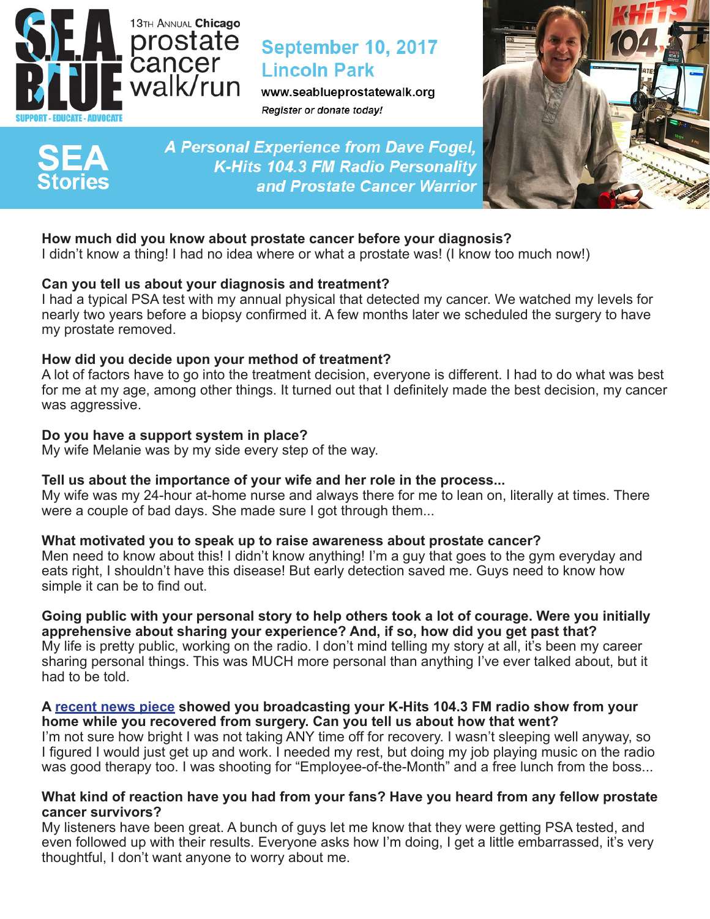# S.E.A. BLUE

SUPPORT - EDUCATE - ADVOCATE

13TH ANNUAL **Chicago** prostate cancer walk/run

**September 10, 2017**
**Lincoln Park**

www.seablueprostatewalk.org

*Register or donate today!*

## SEA Stories

***A Personal Experience from Dave Fogel, K-Hits 104.3 FM Radio Personality and Prostate Cancer Warrior***

**How much did you know about prostate cancer before your diagnosis?**
I didn't know a thing! I had no idea where or what a prostate was! (I know too much now!)

**Can you tell us about your diagnosis and treatment?**
I had a typical PSA test with my annual physical that detected my cancer. We watched my levels for nearly two years before a biopsy confirmed it. A few months later we scheduled the surgery to have my prostate removed.

**How did you decide upon your method of treatment?**
A lot of factors have to go into the treatment decision, everyone is different. I had to do what was best for me at my age, among other things. It turned out that I definitely made the best decision, my cancer was aggressive.

**Do you have a support system in place?**
My wife Melanie was by my side every step of the way.

**Tell us about the importance of your wife and her role in the process...**
My wife was my 24-hour at-home nurse and always there for me to lean on, literally at times. There were a couple of bad days. She made sure I got through them...

**What motivated you to speak up to raise awareness about prostate cancer?**
Men need to know about this! I didn't know anything! I'm a guy that goes to the gym everyday and eats right, I shouldn't have this disease! But early detection saved me. Guys need to know how simple it can be to find out.

**Going public with your personal story to help others took a lot of courage. Were you initially apprehensive about sharing your experience? And, if so, how did you get past that?**
My life is pretty public, working on the radio. I don't mind telling my story at all, it's been my career sharing personal things. This was MUCH more personal than anything I've ever talked about, but it had to be told.

**A recent news piece showed you broadcasting your K-Hits 104.3 FM radio show from your home while you recovered from surgery. Can you tell us about how that went?**
I'm not sure how bright I was not taking ANY time off for recovery. I wasn't sleeping well anyway, so I figured I would just get up and work. I needed my rest, but doing my job playing music on the radio was good therapy too. I was shooting for "Employee-of-the-Month" and a free lunch from the boss...

**What kind of reaction have you had from your fans? Have you heard from any fellow prostate cancer survivors?**
My listeners have been great. A bunch of guys let me know that they were getting PSA tested, and even followed up with their results. Everyone asks how I'm doing, I get a little embarrassed, it's very thoughtful, I don't want anyone to worry about me.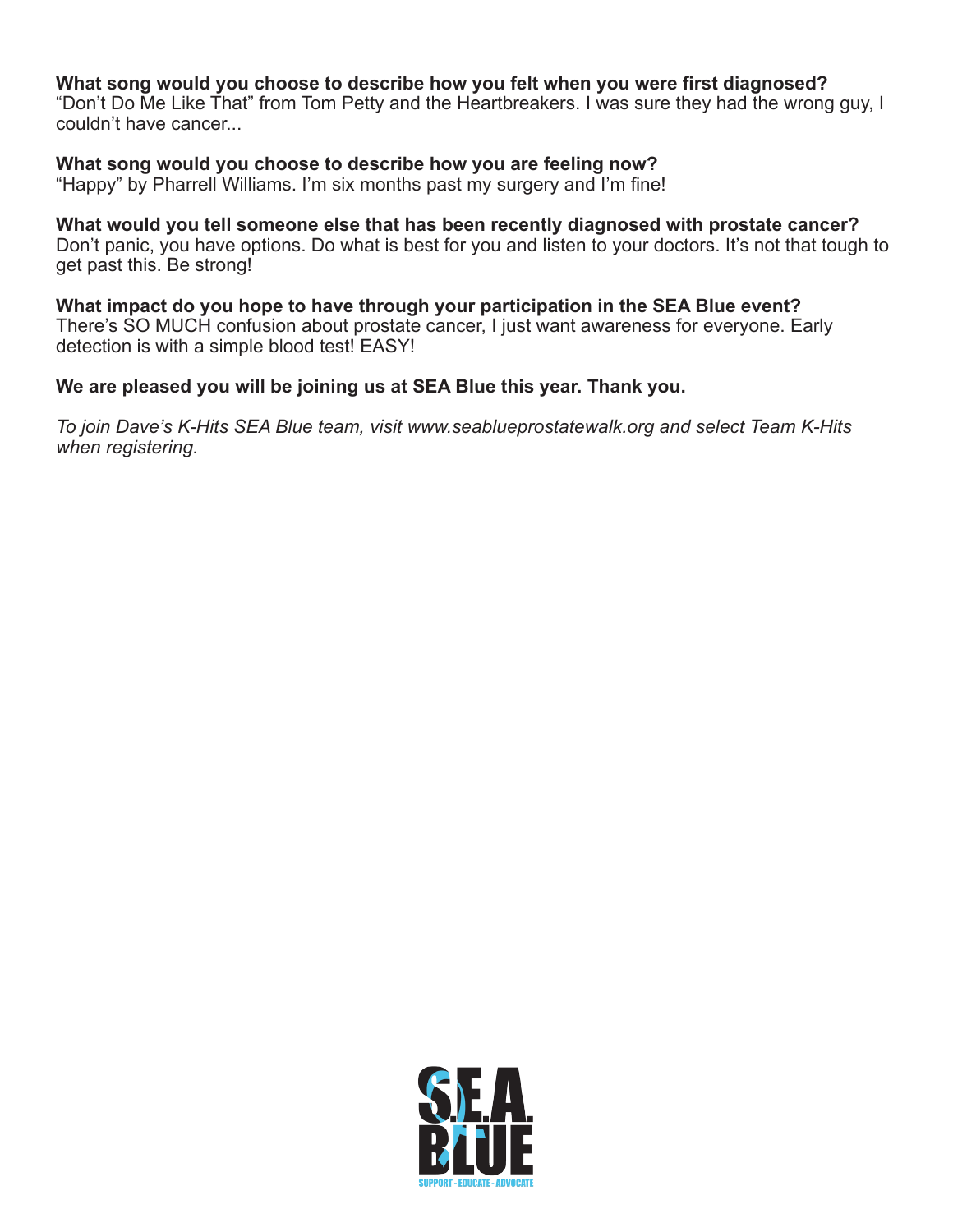**What song would you choose to describe how you felt when you were first diagnosed?**
“Don’t Do Me Like That” from Tom Petty and the Heartbreakers. I was sure they had the wrong guy, I couldn’t have cancer...

**What song would you choose to describe how you are feeling now?**
“Happy” by Pharrell Williams. I’m six months past my surgery and I’m fine!

**What would you tell someone else that has been recently diagnosed with prostate cancer?**
Don’t panic, you have options. Do what is best for you and listen to your doctors. It’s not that tough to get past this. Be strong!

**What impact do you hope to have through your participation in the SEA Blue event?**
There’s SO MUCH confusion about prostate cancer, I just want awareness for everyone. Early detection is with a simple blood test! EASY!

**We are pleased you will be joining us at SEA Blue this year. Thank you.**

*To join Dave’s K-Hits SEA Blue team, visit www.seablueprostatewalk.org and select Team K-Hits when registering.*

S.E.A. BLUE

SUPPORT - EDUCATE - ADVOCATE